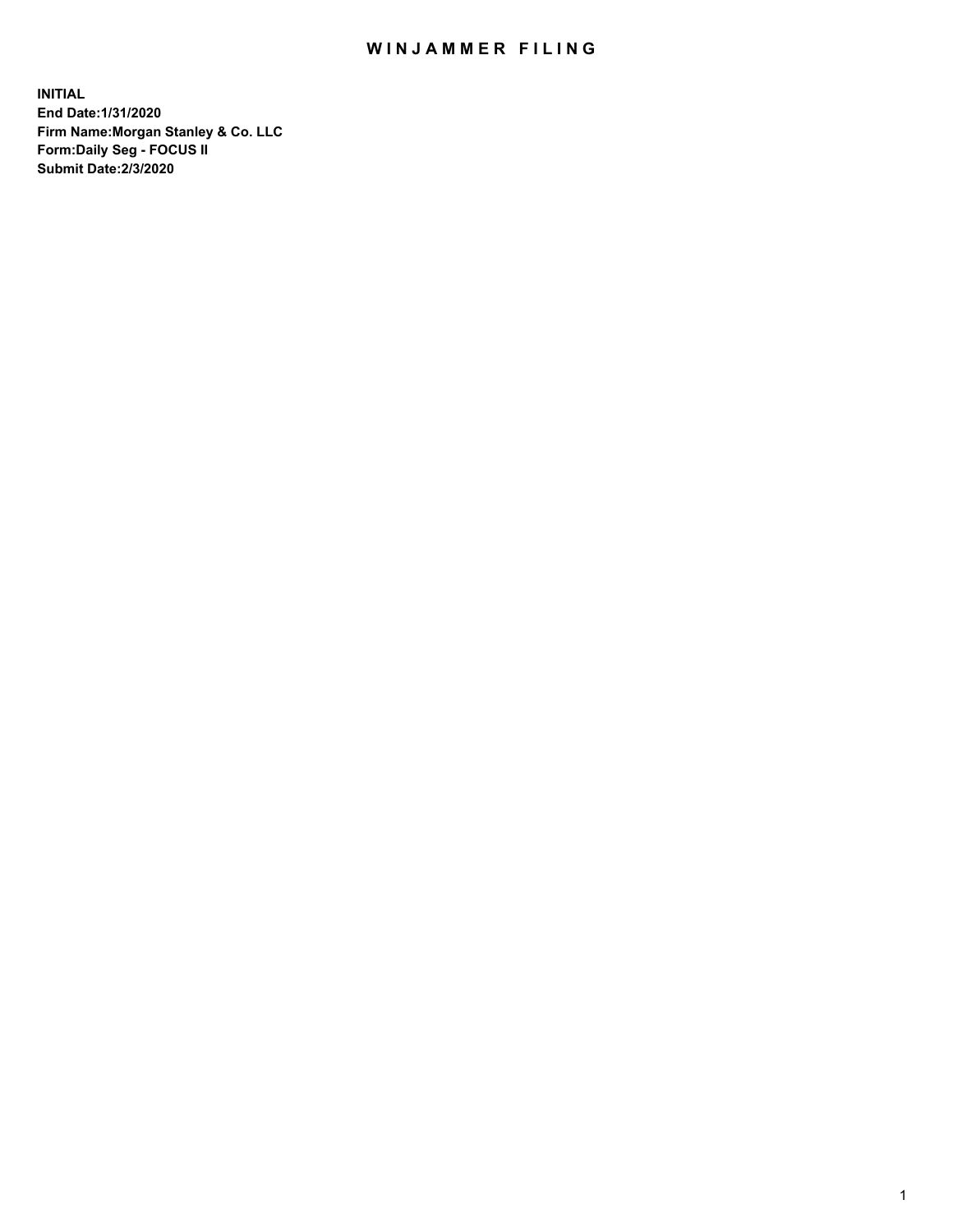# WINJAMMER FILING

**INITIAL**
**End Date:1/31/2020**
**Firm Name:Morgan Stanley & Co. LLC**
**Form:Daily Seg - FOCUS II**
**Submit Date:2/3/2020**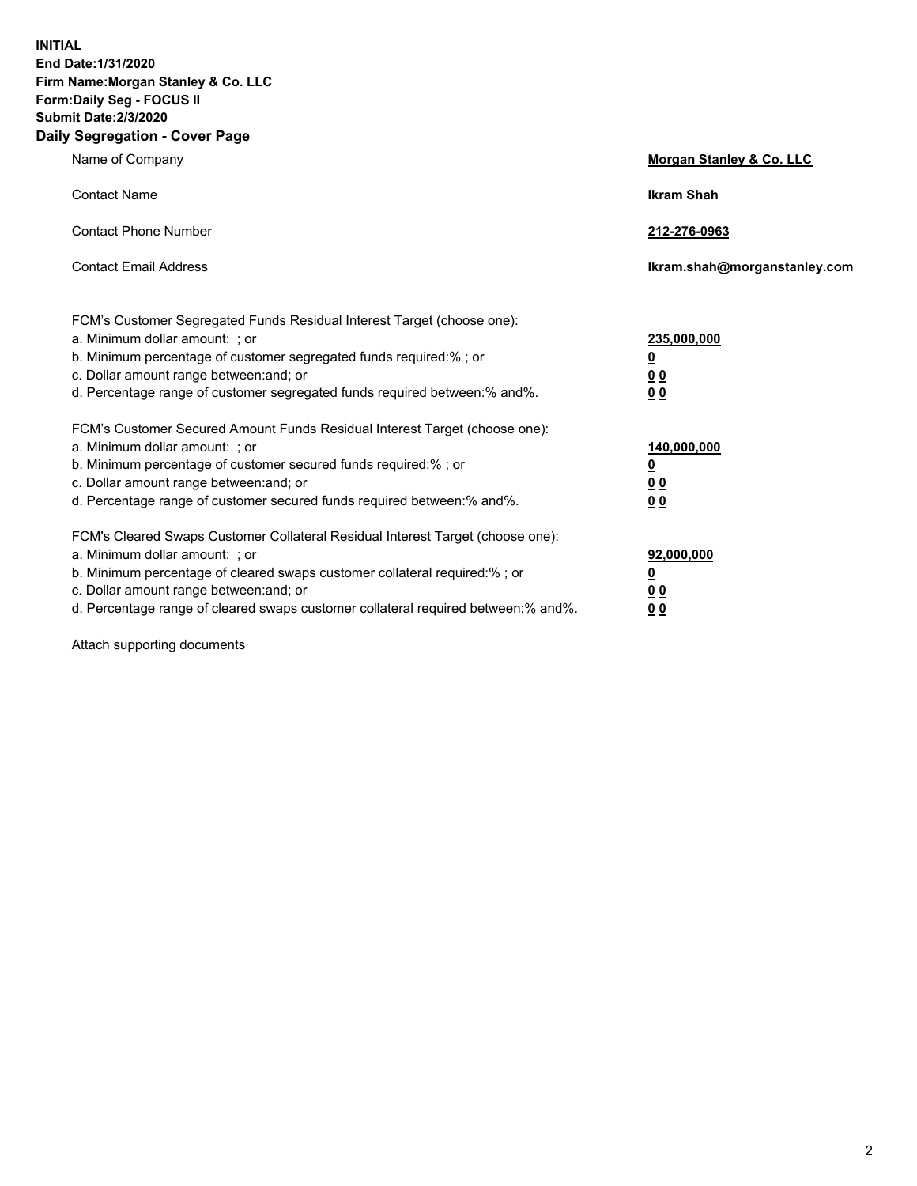**INITIAL**
**End Date:1/31/2020**
**Firm Name:Morgan Stanley & Co. LLC**
**Form:Daily Seg - FOCUS II**
**Submit Date:2/3/2020**

## Daily Segregation - Cover Page

| | |
|---|---|
| Name of Company | **Morgan Stanley & Co. LLC** |
| Contact Name | **Ikram Shah** |
| Contact Phone Number | **212-276-0963** |
| Contact Email Address | **Ikram.shah@morganstanley.com** |

| | |
|---|---|
| FCM's Customer Segregated Funds Residual Interest Target (choose one): | |
| a. Minimum dollar amount: ; or | **235,000,000** |
| b. Minimum percentage of customer segregated funds required:% ; or | **0** |
| c. Dollar amount range between:and; or | **0 0** |
| d. Percentage range of customer segregated funds required between:% and%. | **0 0** |
| FCM's Customer Secured Amount Funds Residual Interest Target (choose one): | |
| a. Minimum dollar amount: ; or | **140,000,000** |
| b. Minimum percentage of customer secured funds required:% ; or | **0** |
| c. Dollar amount range between:and; or | **0 0** |
| d. Percentage range of customer secured funds required between:% and%. | **0 0** |
| FCM's Cleared Swaps Customer Collateral Residual Interest Target (choose one): | |
| a. Minimum dollar amount: ; or | **92,000,000** |
| b. Minimum percentage of cleared swaps customer collateral required:% ; or | **0** |
| c. Dollar amount range between:and; or | **0 0** |
| d. Percentage range of cleared swaps customer collateral required between:% and%. | **0 0** |

Attach supporting documents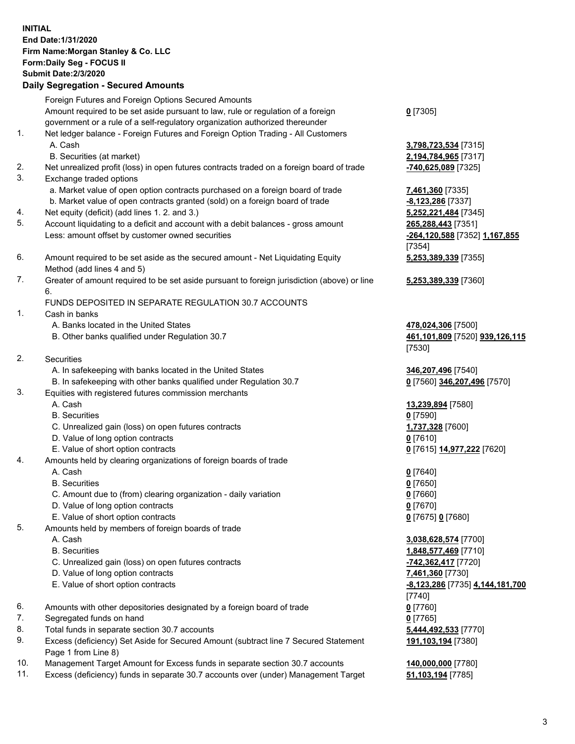**INITIAL**
**End Date:1/31/2020**
**Firm Name:Morgan Stanley & Co. LLC**
**Form:Daily Seg - FOCUS II**
**Submit Date:2/3/2020**

## Daily Segregation - Secured Amounts

| | | |
|---|---|---|
| | Foreign Futures and Foreign Options Secured Amounts | |
| | Amount required to be set aside pursuant to law, rule or regulation of a foreign government or a rule of a self-regulatory organization authorized thereunder | **0** [7305] |
| 1. | Net ledger balance - Foreign Futures and Foreign Option Trading - All Customers | |
| | A. Cash | **3,798,723,534** [7315] |
| | B. Securities (at market) | **2,194,784,965** [7317] |
| 2. | Net unrealized profit (loss) in open futures contracts traded on a foreign board of trade | **-740,625,089** [7325] |
| 3. | Exchange traded options | |
| | a. Market value of open option contracts purchased on a foreign board of trade | **7,461,360** [7335] |
| | b. Market value of open contracts granted (sold) on a foreign board of trade | **-8,123,286** [7337] |
| 4. | Net equity (deficit) (add lines 1. 2. and 3.) | **5,252,221,484** [7345] |
| 5. | Account liquidating to a deficit and account with a debit balances - gross amount | **265,288,443** [7351] |
| | Less: amount offset by customer owned securities | **-264,120,588** [7352] **1,167,855** [7354] |
| 6. | Amount required to be set aside as the secured amount - Net Liquidating Equity Method (add lines 4 and 5) | **5,253,389,339** [7355] |
| 7. | Greater of amount required to be set aside pursuant to foreign jurisdiction (above) or line 6. | **5,253,389,339** [7360] |
| | FUNDS DEPOSITED IN SEPARATE REGULATION 30.7 ACCOUNTS | |
| 1. | Cash in banks | |
| | A. Banks located in the United States | **478,024,306** [7500] |
| | B. Other banks qualified under Regulation 30.7 | **461,101,809** [7520] **939,126,115** [7530] |
| 2. | Securities | |
| | A. In safekeeping with banks located in the United States | **346,207,496** [7540] |
| | B. In safekeeping with other banks qualified under Regulation 30.7 | **0** [7560] **346,207,496** [7570] |
| 3. | Equities with registered futures commission merchants | |
| | A. Cash | **13,239,894** [7580] |
| | B. Securities | **0** [7590] |
| | C. Unrealized gain (loss) on open futures contracts | **1,737,328** [7600] |
| | D. Value of long option contracts | **0** [7610] |
| | E. Value of short option contracts | **0** [7615] **14,977,222** [7620] |
| 4. | Amounts held by clearing organizations of foreign boards of trade | |
| | A. Cash | **0** [7640] |
| | B. Securities | **0** [7650] |
| | C. Amount due to (from) clearing organization - daily variation | **0** [7660] |
| | D. Value of long option contracts | **0** [7670] |
| | E. Value of short option contracts | **0** [7675] **0** [7680] |
| 5. | Amounts held by members of foreign boards of trade | |
| | A. Cash | **3,038,628,574** [7700] |
| | B. Securities | **1,848,577,469** [7710] |
| | C. Unrealized gain (loss) on open futures contracts | **-742,362,417** [7720] |
| | D. Value of long option contracts | **7,461,360** [7730] |
| | E. Value of short option contracts | **-8,123,286** [7735] **4,144,181,700** [7740] |
| 6. | Amounts with other depositories designated by a foreign board of trade | **0** [7760] |
| 7. | Segregated funds on hand | **0** [7765] |
| 8. | Total funds in separate section 30.7 accounts | **5,444,492,533** [7770] |
| 9. | Excess (deficiency) Set Aside for Secured Amount (subtract line 7 Secured Statement Page 1 from Line 8) | **191,103,194** [7380] |
| 10. | Management Target Amount for Excess funds in separate section 30.7 accounts | **140,000,000** [7780] |
| 11. | Excess (deficiency) funds in separate 30.7 accounts over (under) Management Target | **51,103,194** [7785] |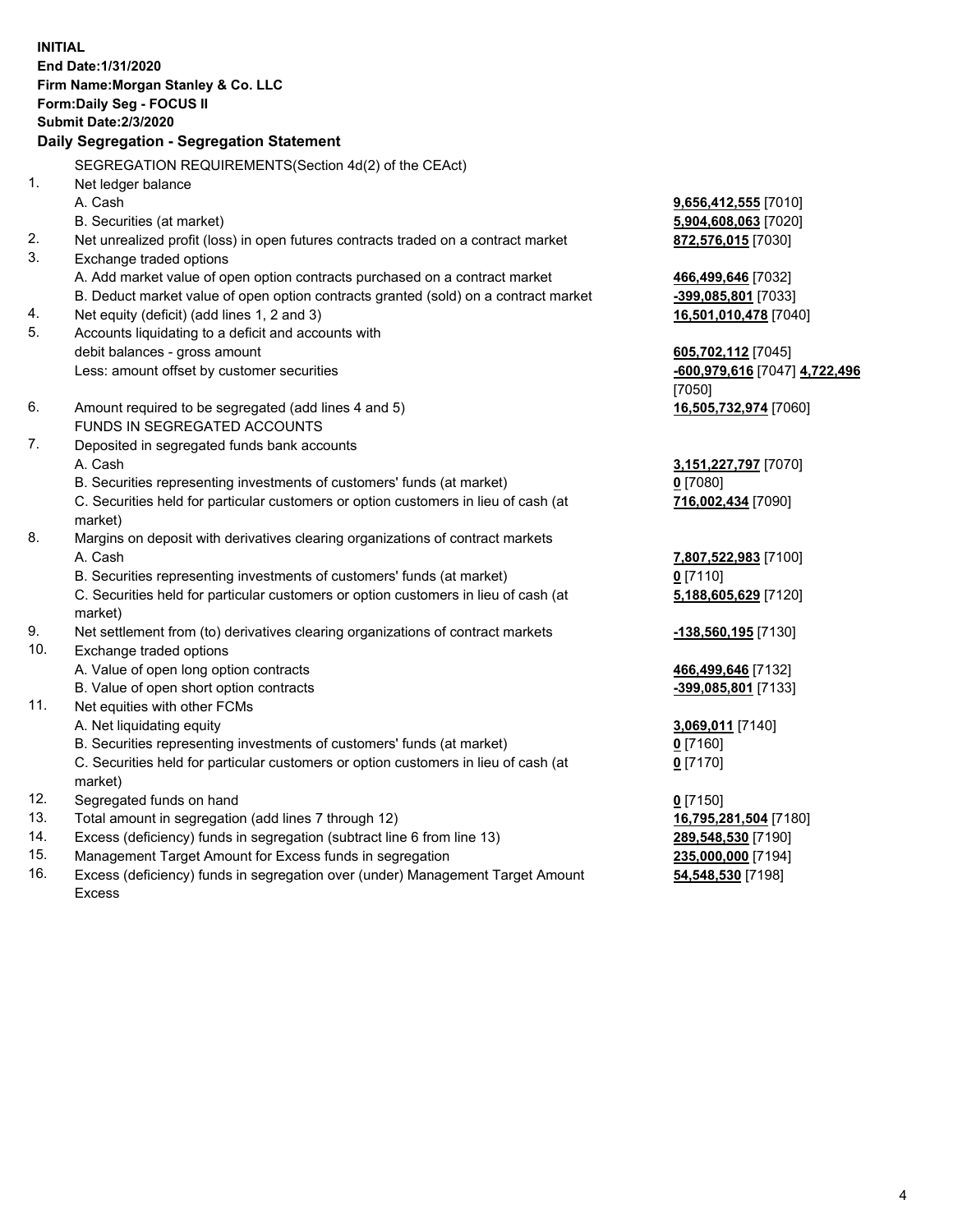**INITIAL**
**End Date:1/31/2020**
**Firm Name:Morgan Stanley & Co. LLC**
**Form:Daily Seg - FOCUS II**
**Submit Date:2/3/2020**

## Daily Segregation - Segregation Statement

SEGREGATION REQUIREMENTS(Section 4d(2) of the CEAct)

| | | |
|---|---|---|
| 1. | Net ledger balance | |
| | A. Cash | **9,656,412,555** [7010] |
| | B. Securities (at market) | **5,904,608,063** [7020] |
| 2. | Net unrealized profit (loss) in open futures contracts traded on a contract market | **872,576,015** [7030] |
| 3. | Exchange traded options | |
| | A. Add market value of open option contracts purchased on a contract market | **466,499,646** [7032] |
| | B. Deduct market value of open option contracts granted (sold) on a contract market | **-399,085,801** [7033] |
| 4. | Net equity (deficit) (add lines 1, 2 and 3) | **16,501,010,478** [7040] |
| 5. | Accounts liquidating to a deficit and accounts with debit balances - gross amount | **605,702,112** [7045] |
| | Less: amount offset by customer securities | **-600,979,616** [7047] **4,722,496** [7050] |
| 6. | Amount required to be segregated (add lines 4 and 5) | **16,505,732,974** [7060] |
| | FUNDS IN SEGREGATED ACCOUNTS | |
| 7. | Deposited in segregated funds bank accounts | |
| | A. Cash | **3,151,227,797** [7070] |
| | B. Securities representing investments of customers' funds (at market) | **0** [7080] |
| | C. Securities held for particular customers or option customers in lieu of cash (at market) | **716,002,434** [7090] |
| 8. | Margins on deposit with derivatives clearing organizations of contract markets | |
| | A. Cash | **7,807,522,983** [7100] |
| | B. Securities representing investments of customers' funds (at market) | **0** [7110] |
| | C. Securities held for particular customers or option customers in lieu of cash (at market) | **5,188,605,629** [7120] |
| 9. | Net settlement from (to) derivatives clearing organizations of contract markets | **-138,560,195** [7130] |
| 10. | Exchange traded options | |
| | A. Value of open long option contracts | **466,499,646** [7132] |
| | B. Value of open short option contracts | **-399,085,801** [7133] |
| 11. | Net equities with other FCMs | |
| | A. Net liquidating equity | **3,069,011** [7140] |
| | B. Securities representing investments of customers' funds (at market) | **0** [7160] |
| | C. Securities held for particular customers or option customers in lieu of cash (at market) | **0** [7170] |
| 12. | Segregated funds on hand | **0** [7150] |
| 13. | Total amount in segregation (add lines 7 through 12) | **16,795,281,504** [7180] |
| 14. | Excess (deficiency) funds in segregation (subtract line 6 from line 13) | **289,548,530** [7190] |
| 15. | Management Target Amount for Excess funds in segregation | **235,000,000** [7194] |
| 16. | Excess (deficiency) funds in segregation over (under) Management Target Amount Excess | **54,548,530** [7198] |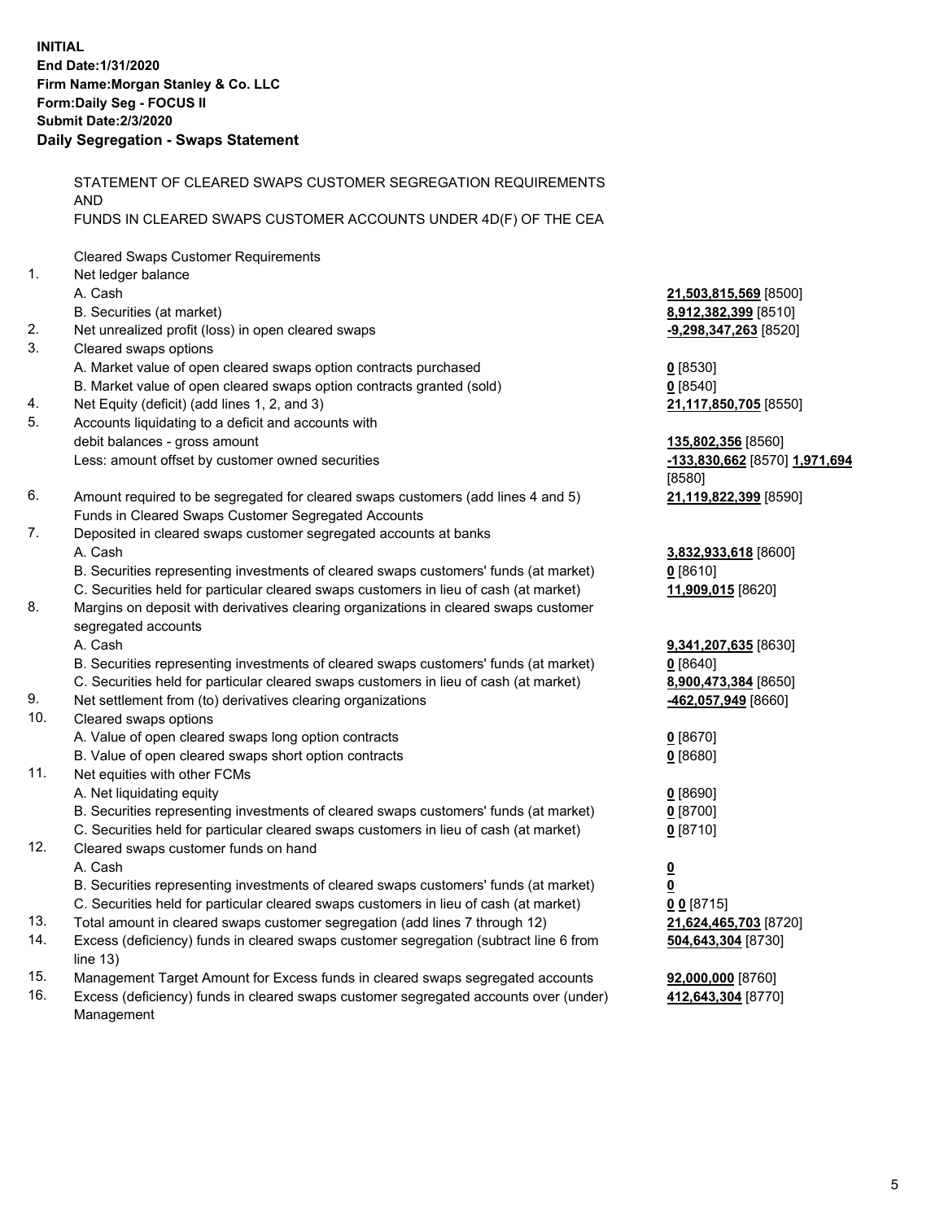**INITIAL**
**End Date:1/31/2020**
**Firm Name:Morgan Stanley & Co. LLC**
**Form:Daily Seg - FOCUS II**
**Submit Date:2/3/2020**
**Daily Segregation - Swaps Statement**

STATEMENT OF CLEARED SWAPS CUSTOMER SEGREGATION REQUIREMENTS AND FUNDS IN CLEARED SWAPS CUSTOMER ACCOUNTS UNDER 4D(F) OF THE CEA

| | | |
|---|---|---|
| | Cleared Swaps Customer Requirements | |
| 1. | Net ledger balance | |
| | A. Cash | **21,503,815,569** [8500] |
| | B. Securities (at market) | **8,912,382,399** [8510] |
| 2. | Net unrealized profit (loss) in open cleared swaps | **-9,298,347,263** [8520] |
| 3. | Cleared swaps options | |
| | A. Market value of open cleared swaps option contracts purchased | **0** [8530] |
| | B. Market value of open cleared swaps option contracts granted (sold) | **0** [8540] |
| 4. | Net Equity (deficit) (add lines 1, 2, and 3) | **21,117,850,705** [8550] |
| 5. | Accounts liquidating to a deficit and accounts with debit balances - gross amount | **135,802,356** [8560] |
| | Less: amount offset by customer owned securities | **-133,830,662** [8570] **1,971,694** [8580] |
| 6. | Amount required to be segregated for cleared swaps customers (add lines 4 and 5) | **21,119,822,399** [8590] |
| | Funds in Cleared Swaps Customer Segregated Accounts | |
| 7. | Deposited in cleared swaps customer segregated accounts at banks | |
| | A. Cash | **3,832,933,618** [8600] |
| | B. Securities representing investments of cleared swaps customers' funds (at market) | **0** [8610] |
| | C. Securities held for particular cleared swaps customers in lieu of cash (at market) | **11,909,015** [8620] |
| 8. | Margins on deposit with derivatives clearing organizations in cleared swaps customer segregated accounts | |
| | A. Cash | **9,341,207,635** [8630] |
| | B. Securities representing investments of cleared swaps customers' funds (at market) | **0** [8640] |
| | C. Securities held for particular cleared swaps customers in lieu of cash (at market) | **8,900,473,384** [8650] |
| 9. | Net settlement from (to) derivatives clearing organizations | **-462,057,949** [8660] |
| 10. | Cleared swaps options | |
| | A. Value of open cleared swaps long option contracts | **0** [8670] |
| | B. Value of open cleared swaps short option contracts | **0** [8680] |
| 11. | Net equities with other FCMs | |
| | A. Net liquidating equity | **0** [8690] |
| | B. Securities representing investments of cleared swaps customers' funds (at market) | **0** [8700] |
| | C. Securities held for particular cleared swaps customers in lieu of cash (at market) | **0** [8710] |
| 12. | Cleared swaps customer funds on hand | |
| | A. Cash | **0** |
| | B. Securities representing investments of cleared swaps customers' funds (at market) | **0** |
| | C. Securities held for particular cleared swaps customers in lieu of cash (at market) | **0** **0** [8715] |
| 13. | Total amount in cleared swaps customer segregation (add lines 7 through 12) | **21,624,465,703** [8720] |
| 14. | Excess (deficiency) funds in cleared swaps customer segregation (subtract line 6 from line 13) | **504,643,304** [8730] |
| 15. | Management Target Amount for Excess funds in cleared swaps segregated accounts | **92,000,000** [8760] |
| 16. | Excess (deficiency) funds in cleared swaps customer segregated accounts over (under) Management | **412,643,304** [8770] |